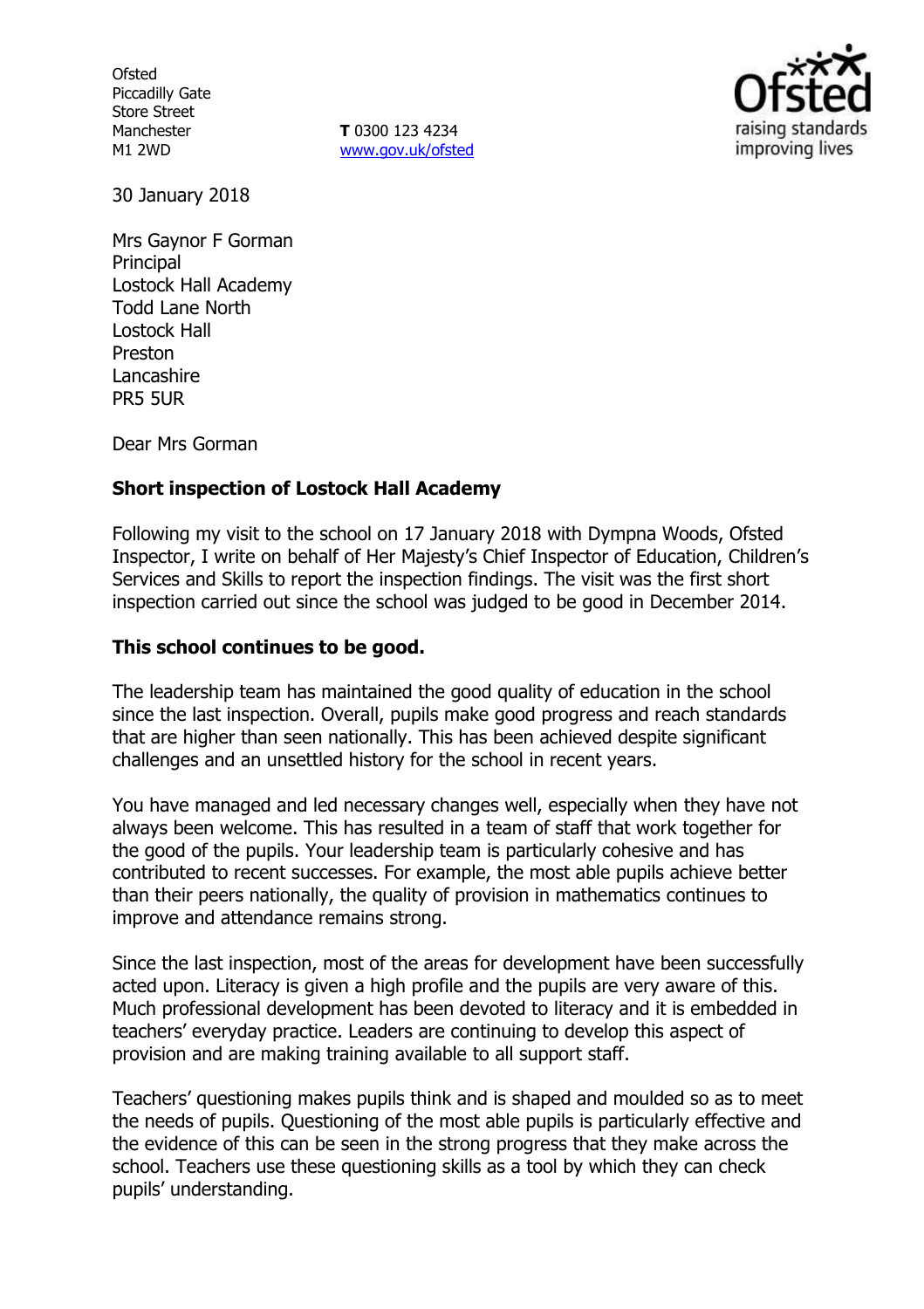Ofsted
Piccadilly Gate
Store Street
Manchester
M1 2WD

**T** 0300 123 4234
www.gov.uk/ofsted

30 January 2018

Mrs Gaynor F Gorman
Principal
Lostock Hall Academy
Todd Lane North
Lostock Hall
Preston
Lancashire
PR5 5UR

Dear Mrs Gorman

**Short inspection of Lostock Hall Academy**

Following my visit to the school on 17 January 2018 with Dympna Woods, Ofsted Inspector, I write on behalf of Her Majesty's Chief Inspector of Education, Children's Services and Skills to report the inspection findings. The visit was the first short inspection carried out since the school was judged to be good in December 2014.

**This school continues to be good.**

The leadership team has maintained the good quality of education in the school since the last inspection. Overall, pupils make good progress and reach standards that are higher than seen nationally. This has been achieved despite significant challenges and an unsettled history for the school in recent years.

You have managed and led necessary changes well, especially when they have not always been welcome. This has resulted in a team of staff that work together for the good of the pupils. Your leadership team is particularly cohesive and has contributed to recent successes. For example, the most able pupils achieve better than their peers nationally, the quality of provision in mathematics continues to improve and attendance remains strong.

Since the last inspection, most of the areas for development have been successfully acted upon. Literacy is given a high profile and the pupils are very aware of this. Much professional development has been devoted to literacy and it is embedded in teachers' everyday practice. Leaders are continuing to develop this aspect of provision and are making training available to all support staff.

Teachers' questioning makes pupils think and is shaped and moulded so as to meet the needs of pupils. Questioning of the most able pupils is particularly effective and the evidence of this can be seen in the strong progress that they make across the school. Teachers use these questioning skills as a tool by which they can check pupils' understanding.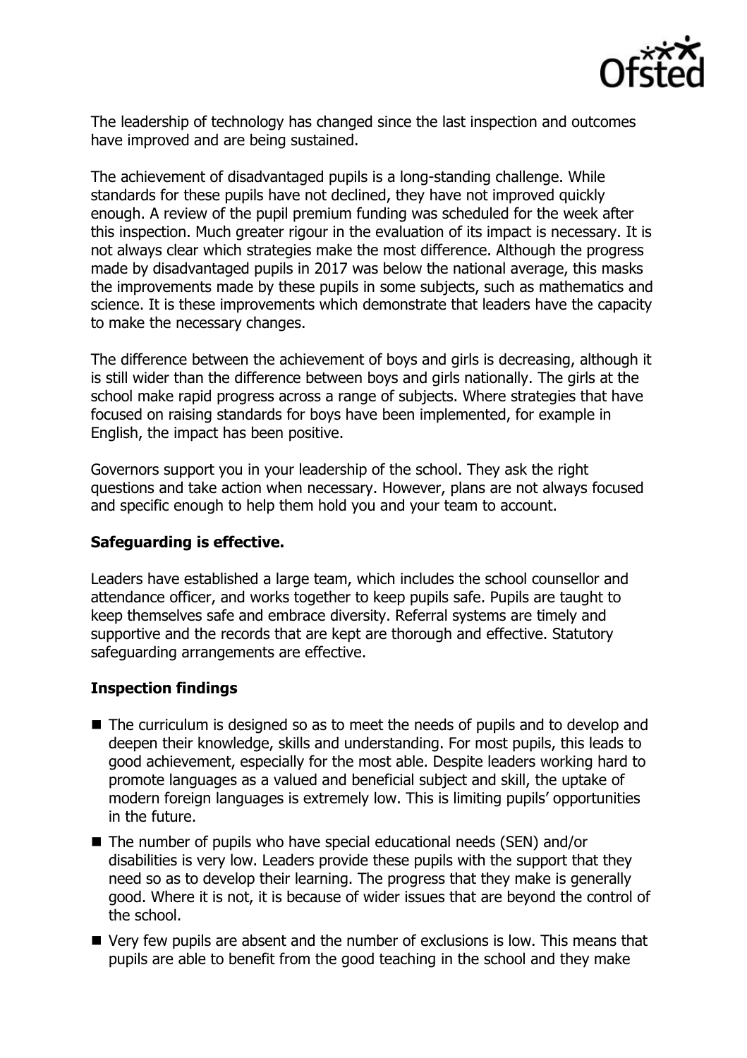The leadership of technology has changed since the last inspection and outcomes have improved and are being sustained.

The achievement of disadvantaged pupils is a long-standing challenge. While standards for these pupils have not declined, they have not improved quickly enough. A review of the pupil premium funding was scheduled for the week after this inspection. Much greater rigour in the evaluation of its impact is necessary. It is not always clear which strategies make the most difference. Although the progress made by disadvantaged pupils in 2017 was below the national average, this masks the improvements made by these pupils in some subjects, such as mathematics and science. It is these improvements which demonstrate that leaders have the capacity to make the necessary changes.

The difference between the achievement of boys and girls is decreasing, although it is still wider than the difference between boys and girls nationally. The girls at the school make rapid progress across a range of subjects. Where strategies that have focused on raising standards for boys have been implemented, for example in English, the impact has been positive.

Governors support you in your leadership of the school. They ask the right questions and take action when necessary. However, plans are not always focused and specific enough to help them hold you and your team to account.

**Safeguarding is effective.**

Leaders have established a large team, which includes the school counsellor and attendance officer, and works together to keep pupils safe. Pupils are taught to keep themselves safe and embrace diversity. Referral systems are timely and supportive and the records that are kept are thorough and effective. Statutory safeguarding arrangements are effective.

**Inspection findings**

- The curriculum is designed so as to meet the needs of pupils and to develop and deepen their knowledge, skills and understanding. For most pupils, this leads to good achievement, especially for the most able. Despite leaders working hard to promote languages as a valued and beneficial subject and skill, the uptake of modern foreign languages is extremely low. This is limiting pupils' opportunities in the future.
- The number of pupils who have special educational needs (SEN) and/or disabilities is very low. Leaders provide these pupils with the support that they need so as to develop their learning. The progress that they make is generally good. Where it is not, it is because of wider issues that are beyond the control of the school.
- Very few pupils are absent and the number of exclusions is low. This means that pupils are able to benefit from the good teaching in the school and they make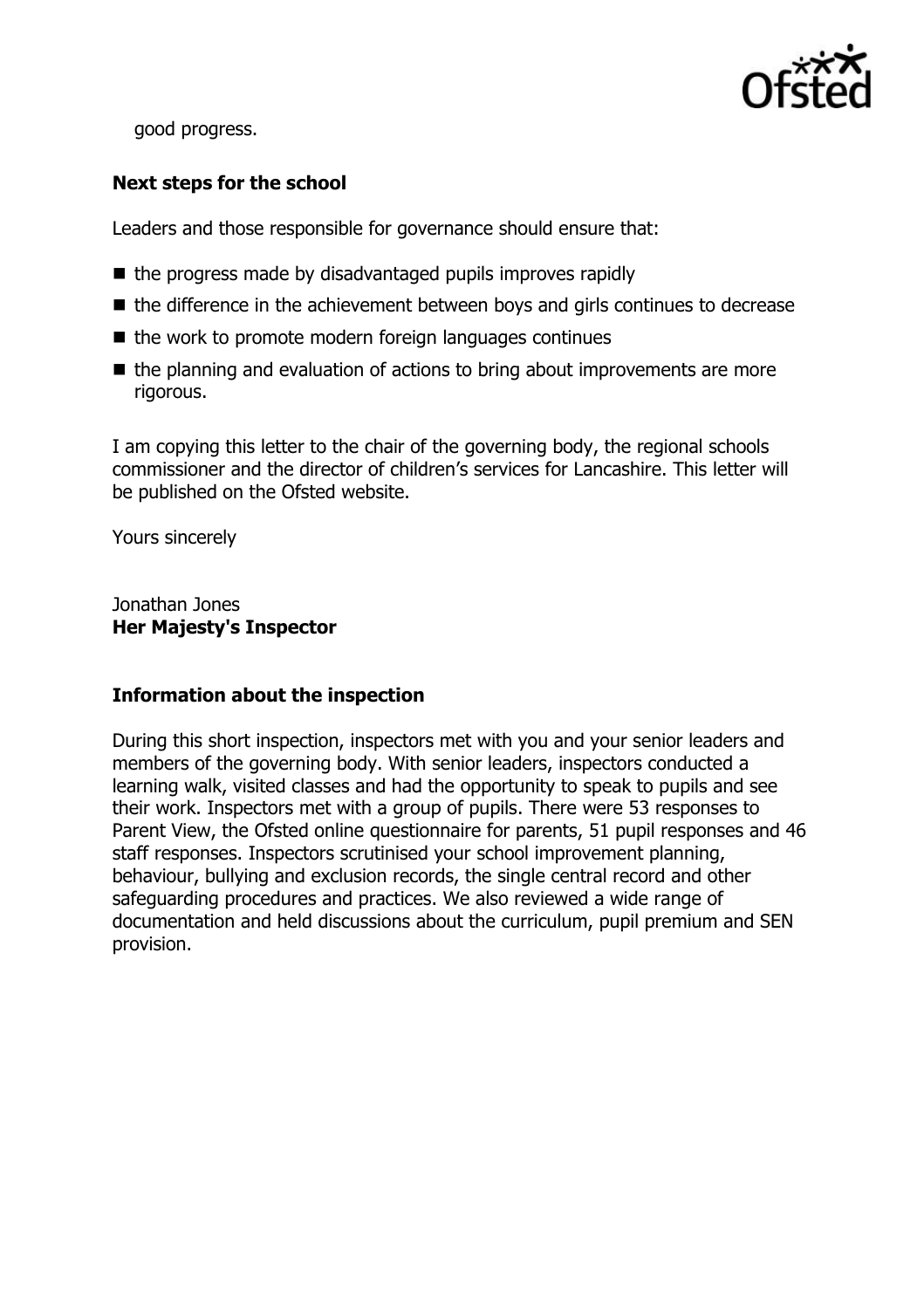good progress.

## Next steps for the school

Leaders and those responsible for governance should ensure that:

- the progress made by disadvantaged pupils improves rapidly
- the difference in the achievement between boys and girls continues to decrease
- the work to promote modern foreign languages continues
- the planning and evaluation of actions to bring about improvements are more rigorous.

I am copying this letter to the chair of the governing body, the regional schools commissioner and the director of children's services for Lancashire. This letter will be published on the Ofsted website.

Yours sincerely

Jonathan Jones
**Her Majesty's Inspector**

## Information about the inspection

During this short inspection, inspectors met with you and your senior leaders and members of the governing body. With senior leaders, inspectors conducted a learning walk, visited classes and had the opportunity to speak to pupils and see their work. Inspectors met with a group of pupils. There were 53 responses to Parent View, the Ofsted online questionnaire for parents, 51 pupil responses and 46 staff responses. Inspectors scrutinised your school improvement planning, behaviour, bullying and exclusion records, the single central record and other safeguarding procedures and practices. We also reviewed a wide range of documentation and held discussions about the curriculum, pupil premium and SEN provision.